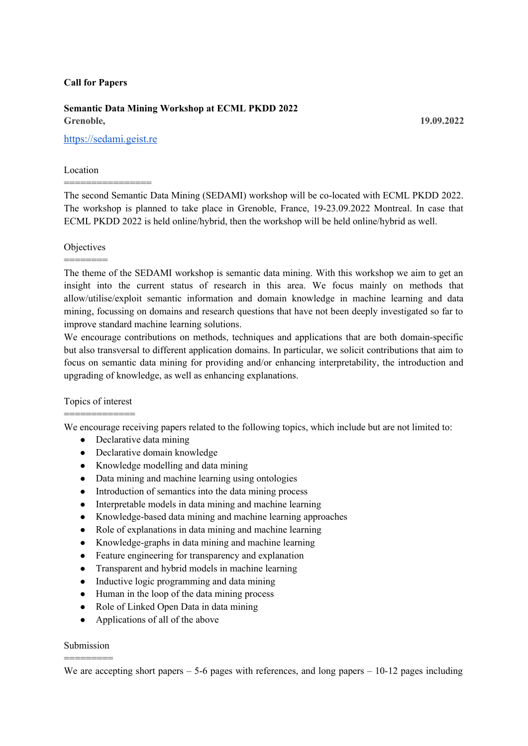**Call for Papers**

**Semantic Data Mining Workshop at ECML PKDD 2022**
**Grenoble,** **19.09.2022**

[https://sedami.geist.re](https://sedami.geist.re)

Location
=================
The second Semantic Data Mining (SEDAMI) workshop will be co-located with ECML PKDD 2022. The workshop is planned to take place in Grenoble, France, 19-23.09.2022 Montreal. In case that ECML PKDD 2022 is held online/hybrid, then the workshop will be held online/hybrid as well.

Objectives
========
The theme of the SEDAMI workshop is semantic data mining. With this workshop we aim to get an insight into the current status of research in this area. We focus mainly on methods that allow/utilise/exploit semantic information and domain knowledge in machine learning and data mining, focussing on domains and research questions that have not been deeply investigated so far to improve standard machine learning solutions.

We encourage contributions on methods, techniques and applications that are both domain-specific but also transversal to different application domains. In particular, we solicit contributions that aim to focus on semantic data mining for providing and/or enhancing interpretability, the introduction and upgrading of knowledge, as well as enhancing explanations.

Topics of interest
==============
We encourage receiving papers related to the following topics, which include but are not limited to:

- Declarative data mining
- Declarative domain knowledge
- Knowledge modelling and data mining
- Data mining and machine learning using ontologies
- Introduction of semantics into the data mining process
- Interpretable models in data mining and machine learning
- Knowledge-based data mining and machine learning approaches
- Role of explanations in data mining and machine learning
- Knowledge-graphs in data mining and machine learning
- Feature engineering for transparency and explanation
- Transparent and hybrid models in machine learning
- Inductive logic programming and data mining
- Human in the loop of the data mining process
- Role of Linked Open Data in data mining
- Applications of all of the above

Submission
=========
We are accepting short papers – 5-6 pages with references, and long papers – 10-12 pages including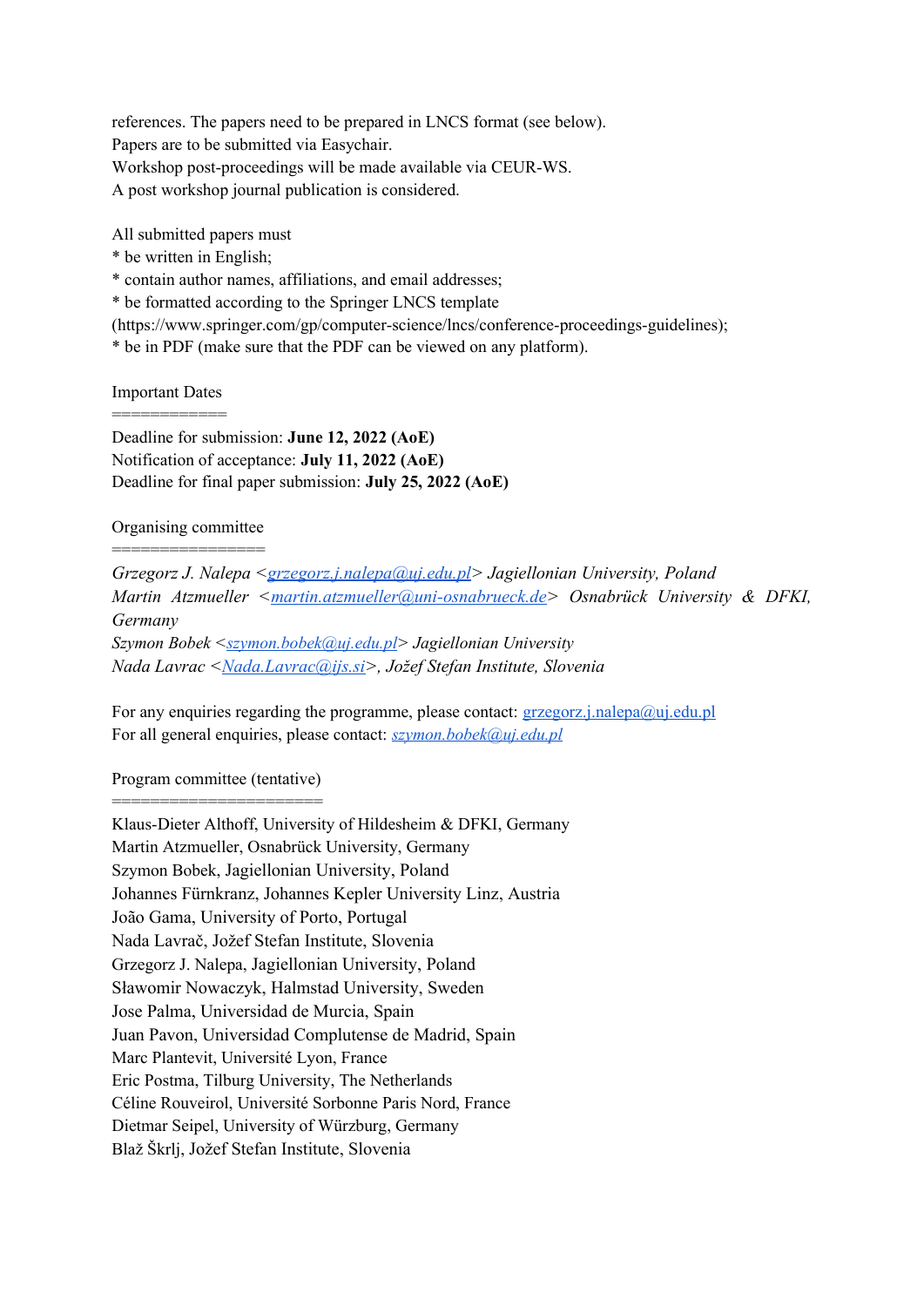references. The papers need to be prepared in LNCS format (see below).
Papers are to be submitted via Easychair.
Workshop post-proceedings will be made available via CEUR-WS.
A post workshop journal publication is considered.

All submitted papers must
* be written in English;
* contain author names, affiliations, and email addresses;
* be formatted according to the Springer LNCS template (https://www.springer.com/gp/computer-science/lncs/conference-proceedings-guidelines);
* be in PDF (make sure that the PDF can be viewed on any platform).

Important Dates
=============
Deadline for submission: **June 12, 2022 (AoE)**
Notification of acceptance: **July 11, 2022 (AoE)**
Deadline for final paper submission: **July 25, 2022 (AoE)**

Organising committee
=================
*Grzegorz J. Nalepa <grzegorz.j.nalepa@uj.edu.pl> Jagiellonian University, Poland*
*Martin Atzmueller <martin.atzmueller@uni-osnabrueck.de> Osnabrück University & DFKI, Germany*
*Szymon Bobek <szymon.bobek@uj.edu.pl> Jagiellonian University*
*Nada Lavrac <Nada.Lavrac@ijs.si>, Jožef Stefan Institute, Slovenia*

For any enquiries regarding the programme, please contact: grzegorz.j.nalepa@uj.edu.pl
For all general enquiries, please contact: *szymon.bobek@uj.edu.pl*

Program committee (tentative)
======================
Klaus-Dieter Althoff, University of Hildesheim & DFKI, Germany
Martin Atzmueller, Osnabrück University, Germany
Szymon Bobek, Jagiellonian University, Poland
Johannes Fürnkranz, Johannes Kepler University Linz, Austria
João Gama, University of Porto, Portugal
Nada Lavrač, Jožef Stefan Institute, Slovenia
Grzegorz J. Nalepa, Jagiellonian University, Poland
Sławomir Nowaczyk, Halmstad University, Sweden
Jose Palma, Universidad de Murcia, Spain
Juan Pavon, Universidad Complutense de Madrid, Spain
Marc Plantevit, Université Lyon, France
Eric Postma, Tilburg University, The Netherlands
Céline Rouveirol, Université Sorbonne Paris Nord, France
Dietmar Seipel, University of Würzburg, Germany
Blaž Škrlj, Jožef Stefan Institute, Slovenia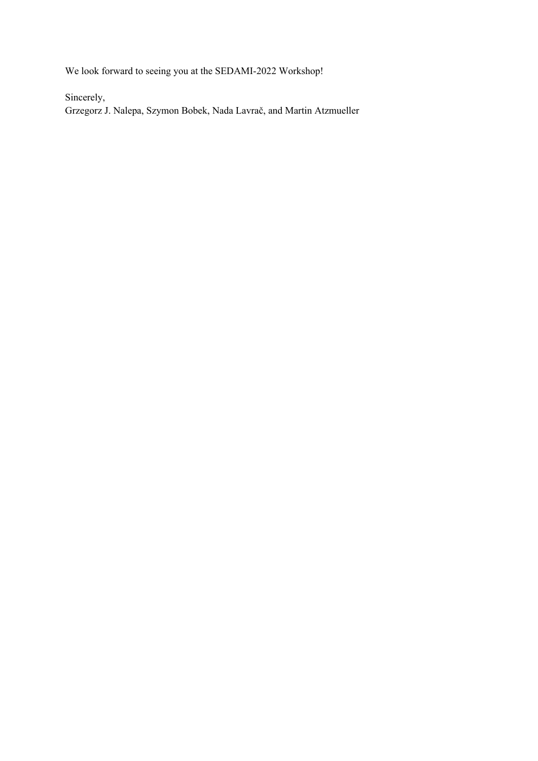We look forward to seeing you at the SEDAMI-2022 Workshop!

Sincerely,
Grzegorz J. Nalepa, Szymon Bobek, Nada Lavrač, and Martin Atzmueller